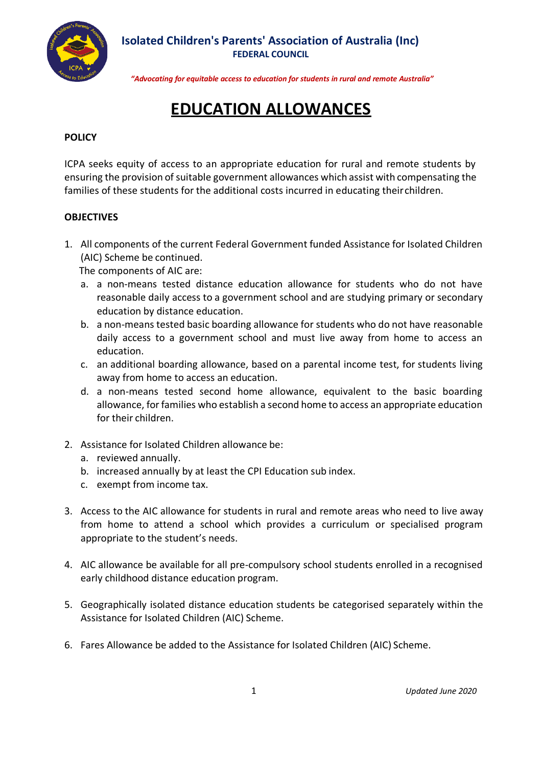**Isolated Children's Parents' Association of Australia (Inc)**
**FEDERAL COUNCIL**

*"Advocating for equitable access to education for students in rural and remote Australia"*

# EDUCATION ALLOWANCES

**POLICY**

ICPA seeks equity of access to an appropriate education for rural and remote students by ensuring the provision of suitable government allowances which assist with compensating the families of these students for the additional costs incurred in educating their children.

**OBJECTIVES**

1. All components of the current Federal Government funded Assistance for Isolated Children (AIC) Scheme be continued.
   The components of AIC are:
   a. a non-means tested distance education allowance for students who do not have reasonable daily access to a government school and are studying primary or secondary education by distance education.
   b. a non-means tested basic boarding allowance for students who do not have reasonable daily access to a government school and must live away from home to access an education.
   c. an additional boarding allowance, based on a parental income test, for students living away from home to access an education.
   d. a non-means tested second home allowance, equivalent to the basic boarding allowance, for families who establish a second home to access an appropriate education for their children.

2. Assistance for Isolated Children allowance be:
   a. reviewed annually.
   b. increased annually by at least the CPI Education sub index.
   c. exempt from income tax.

3. Access to the AIC allowance for students in rural and remote areas who need to live away from home to attend a school which provides a curriculum or specialised program appropriate to the student's needs.

4. AIC allowance be available for all pre-compulsory school students enrolled in a recognised early childhood distance education program.

5. Geographically isolated distance education students be categorised separately within the Assistance for Isolated Children (AIC) Scheme.

6. Fares Allowance be added to the Assistance for Isolated Children (AIC) Scheme.

*Updated June 2020*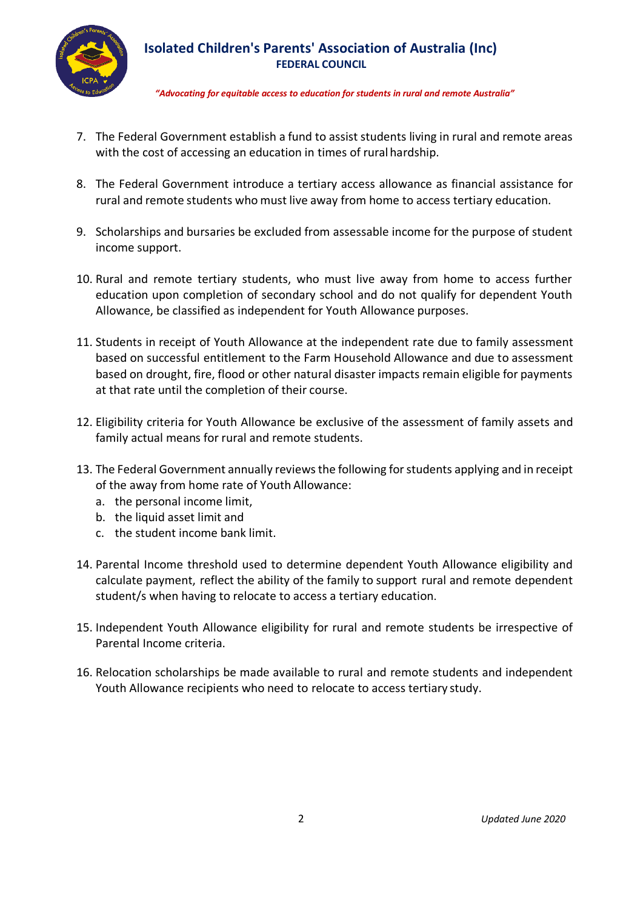7. The Federal Government establish a fund to assist students living in rural and remote areas with the cost of accessing an education in times of rural hardship.

8. The Federal Government introduce a tertiary access allowance as financial assistance for rural and remote students who must live away from home to access tertiary education.

9. Scholarships and bursaries be excluded from assessable income for the purpose of student income support.

10. Rural and remote tertiary students, who must live away from home to access further education upon completion of secondary school and do not qualify for dependent Youth Allowance, be classified as independent for Youth Allowance purposes.

11. Students in receipt of Youth Allowance at the independent rate due to family assessment based on successful entitlement to the Farm Household Allowance and due to assessment based on drought, fire, flood or other natural disaster impacts remain eligible for payments at that rate until the completion of their course.

12. Eligibility criteria for Youth Allowance be exclusive of the assessment of family assets and family actual means for rural and remote students.

13. The Federal Government annually reviews the following for students applying and in receipt of the away from home rate of Youth Allowance:
    a. the personal income limit,
    b. the liquid asset limit and
    c. the student income bank limit.

14. Parental Income threshold used to determine dependent Youth Allowance eligibility and calculate payment, reflect the ability of the family to support rural and remote dependent student/s when having to relocate to access a tertiary education.

15. Independent Youth Allowance eligibility for rural and remote students be irrespective of Parental Income criteria.

16. Relocation scholarships be made available to rural and remote students and independent Youth Allowance recipients who need to relocate to access tertiary study.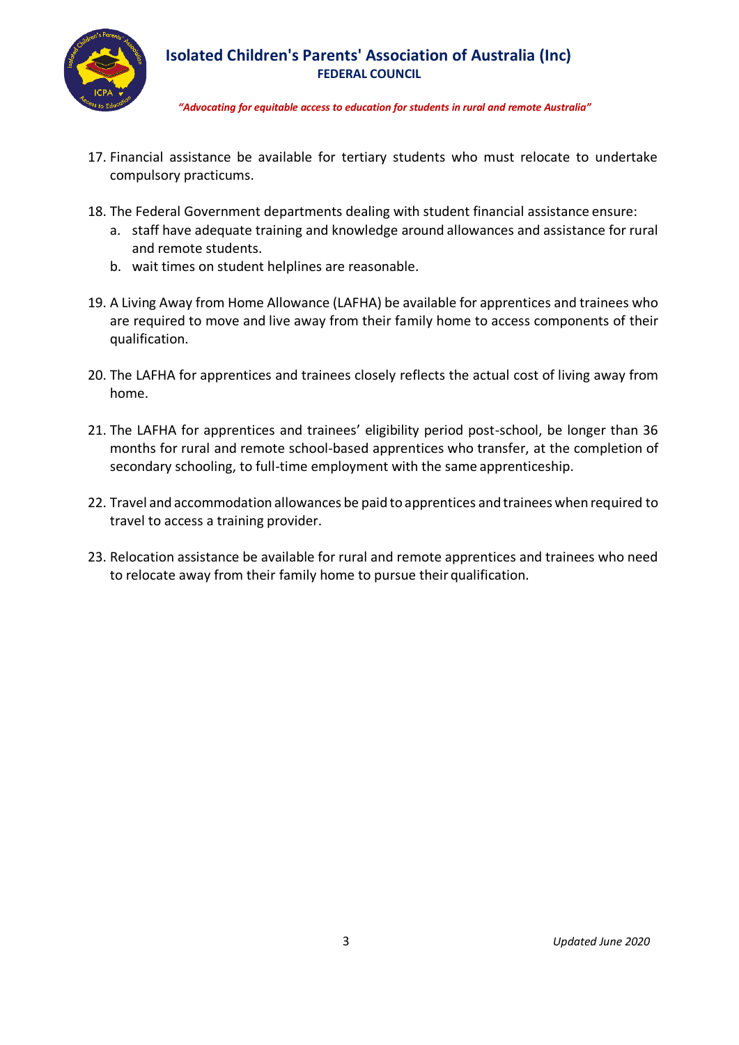17. Financial assistance be available for tertiary students who must relocate to undertake compulsory practicums.

18. The Federal Government departments dealing with student financial assistance ensure:
    a. staff have adequate training and knowledge around allowances and assistance for rural and remote students.
    b. wait times on student helplines are reasonable.

19. A Living Away from Home Allowance (LAFHA) be available for apprentices and trainees who are required to move and live away from their family home to access components of their qualification.

20. The LAFHA for apprentices and trainees closely reflects the actual cost of living away from home.

21. The LAFHA for apprentices and trainees' eligibility period post-school, be longer than 36 months for rural and remote school-based apprentices who transfer, at the completion of secondary schooling, to full-time employment with the same apprenticeship.

22. Travel and accommodation allowances be paid to apprentices and trainees when required to travel to access a training provider.

23. Relocation assistance be available for rural and remote apprentices and trainees who need to relocate away from their family home to pursue their qualification.